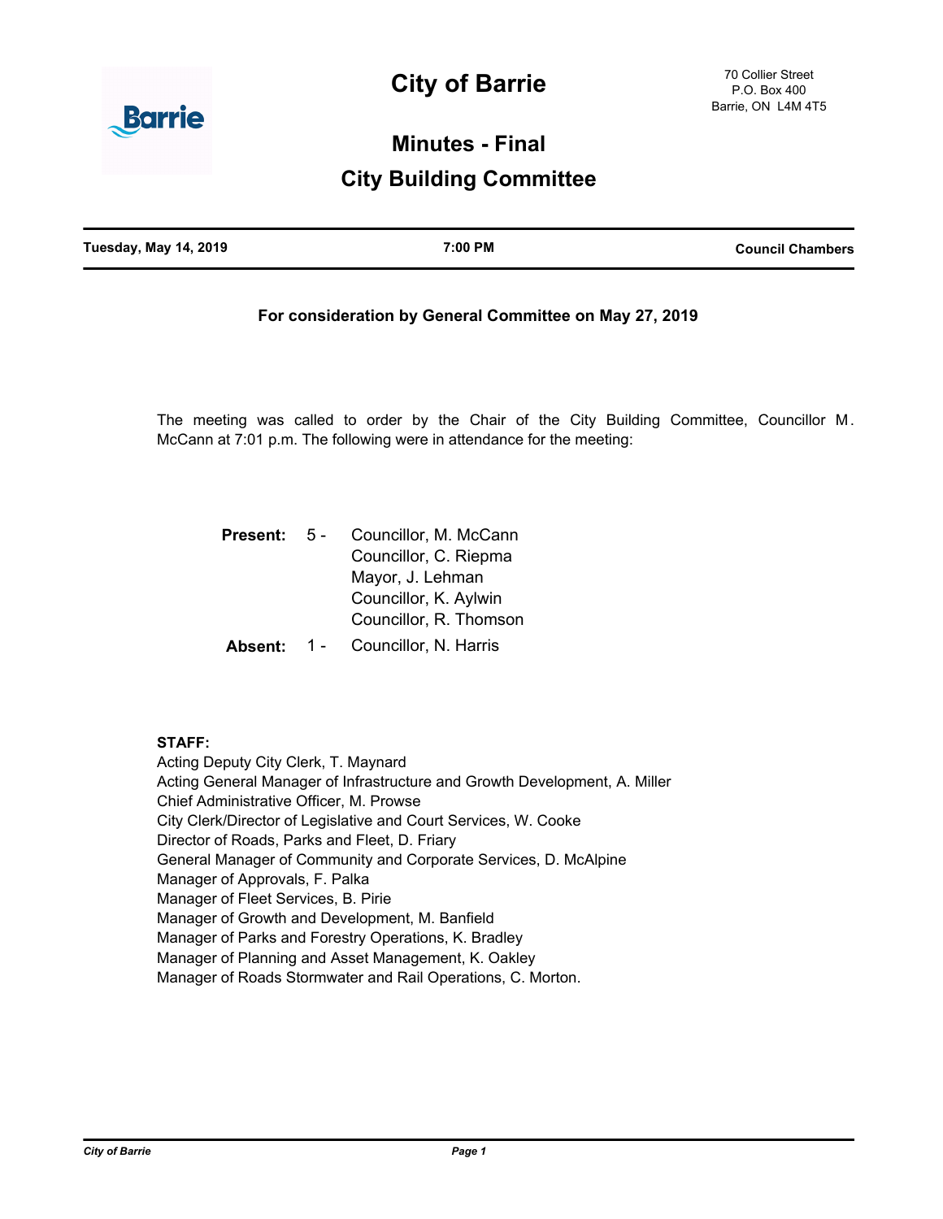# City of Barrie

70 Collier Street
P.O. Box 400
Barrie, ON L4M 4T5

## Minutes - Final

## City Building Committee

| Tuesday, May 14, 2019 | 7:00 PM | Council Chambers |
|---|---|---|

**For consideration by General Committee on May 27, 2019**

The meeting was called to order by the Chair of the City Building Committee, Councillor M. McCann at 7:01 p.m. The following were in attendance for the meeting:

**Present:** 5 - Councillor, M. McCann
Councillor, C. Riepma
Mayor, J. Lehman
Councillor, K. Aylwin
Councillor, R. Thomson

**Absent:** 1 - Councillor, N. Harris

**STAFF:**

Acting Deputy City Clerk, T. Maynard
Acting General Manager of Infrastructure and Growth Development, A. Miller
Chief Administrative Officer, M. Prowse
City Clerk/Director of Legislative and Court Services, W. Cooke
Director of Roads, Parks and Fleet, D. Friary
General Manager of Community and Corporate Services, D. McAlpine
Manager of Approvals, F. Palka
Manager of Fleet Services, B. Pirie
Manager of Growth and Development, M. Banfield
Manager of Parks and Forestry Operations, K. Bradley
Manager of Planning and Asset Management, K. Oakley
Manager of Roads Stormwater and Rail Operations, C. Morton.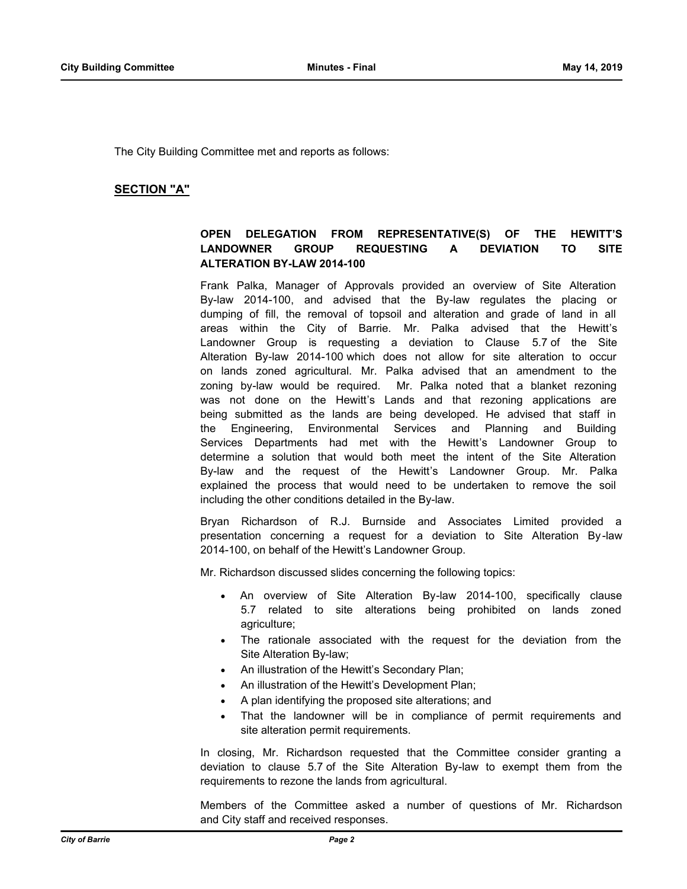The City Building Committee met and reports as follows:

## SECTION "A"

### OPEN DELEGATION FROM REPRESENTATIVE(S) OF THE HEWITT'S LANDOWNER GROUP REQUESTING A DEVIATION TO SITE ALTERATION BY-LAW 2014-100

Frank Palka, Manager of Approvals provided an overview of Site Alteration By-law 2014-100, and advised that the By-law regulates the placing or dumping of fill, the removal of topsoil and alteration and grade of land in all areas within the City of Barrie. Mr. Palka advised that the Hewitt's Landowner Group is requesting a deviation to Clause 5.7 of the Site Alteration By-law 2014-100 which does not allow for site alteration to occur on lands zoned agricultural. Mr. Palka advised that an amendment to the zoning by-law would be required. Mr. Palka noted that a blanket rezoning was not done on the Hewitt's Lands and that rezoning applications are being submitted as the lands are being developed. He advised that staff in the Engineering, Environmental Services and Planning and Building Services Departments had met with the Hewitt's Landowner Group to determine a solution that would both meet the intent of the Site Alteration By-law and the request of the Hewitt's Landowner Group. Mr. Palka explained the process that would need to be undertaken to remove the soil including the other conditions detailed in the By-law.

Bryan Richardson of R.J. Burnside and Associates Limited provided a presentation concerning a request for a deviation to Site Alteration By-law 2014-100, on behalf of the Hewitt's Landowner Group.

Mr. Richardson discussed slides concerning the following topics:

- An overview of Site Alteration By-law 2014-100, specifically clause 5.7 related to site alterations being prohibited on lands zoned agriculture;
- The rationale associated with the request for the deviation from the Site Alteration By-law;
- An illustration of the Hewitt's Secondary Plan;
- An illustration of the Hewitt's Development Plan;
- A plan identifying the proposed site alterations; and
- That the landowner will be in compliance of permit requirements and site alteration permit requirements.

In closing, Mr. Richardson requested that the Committee consider granting a deviation to clause 5.7 of the Site Alteration By-law to exempt them from the requirements to rezone the lands from agricultural.

Members of the Committee asked a number of questions of Mr. Richardson and City staff and received responses.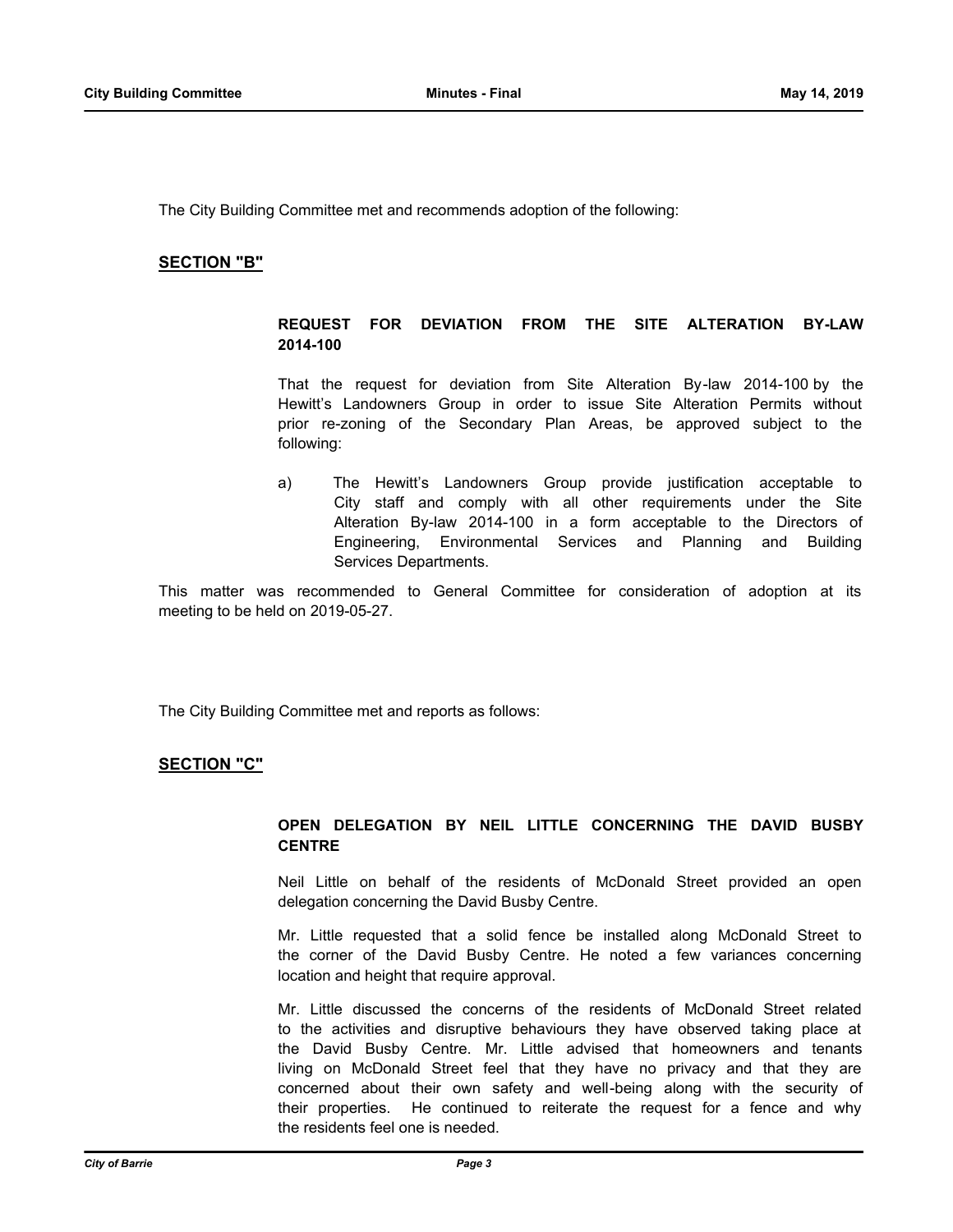The City Building Committee met and recommends adoption of the following:

## SECTION "B"

### REQUEST FOR DEVIATION FROM THE SITE ALTERATION BY-LAW 2014-100

That the request for deviation from Site Alteration By-law 2014-100 by the Hewitt's Landowners Group in order to issue Site Alteration Permits without prior re-zoning of the Secondary Plan Areas, be approved subject to the following:

a) The Hewitt's Landowners Group provide justification acceptable to City staff and comply with all other requirements under the Site Alteration By-law 2014-100 in a form acceptable to the Directors of Engineering, Environmental Services and Planning and Building Services Departments.

This matter was recommended to General Committee for consideration of adoption at its meeting to be held on 2019-05-27.

The City Building Committee met and reports as follows:

## SECTION "C"

### OPEN DELEGATION BY NEIL LITTLE CONCERNING THE DAVID BUSBY CENTRE

Neil Little on behalf of the residents of McDonald Street provided an open delegation concerning the David Busby Centre.

Mr. Little requested that a solid fence be installed along McDonald Street to the corner of the David Busby Centre. He noted a few variances concerning location and height that require approval.

Mr. Little discussed the concerns of the residents of McDonald Street related to the activities and disruptive behaviours they have observed taking place at the David Busby Centre. Mr. Little advised that homeowners and tenants living on McDonald Street feel that they have no privacy and that they are concerned about their own safety and well-being along with the security of their properties. He continued to reiterate the request for a fence and why the residents feel one is needed.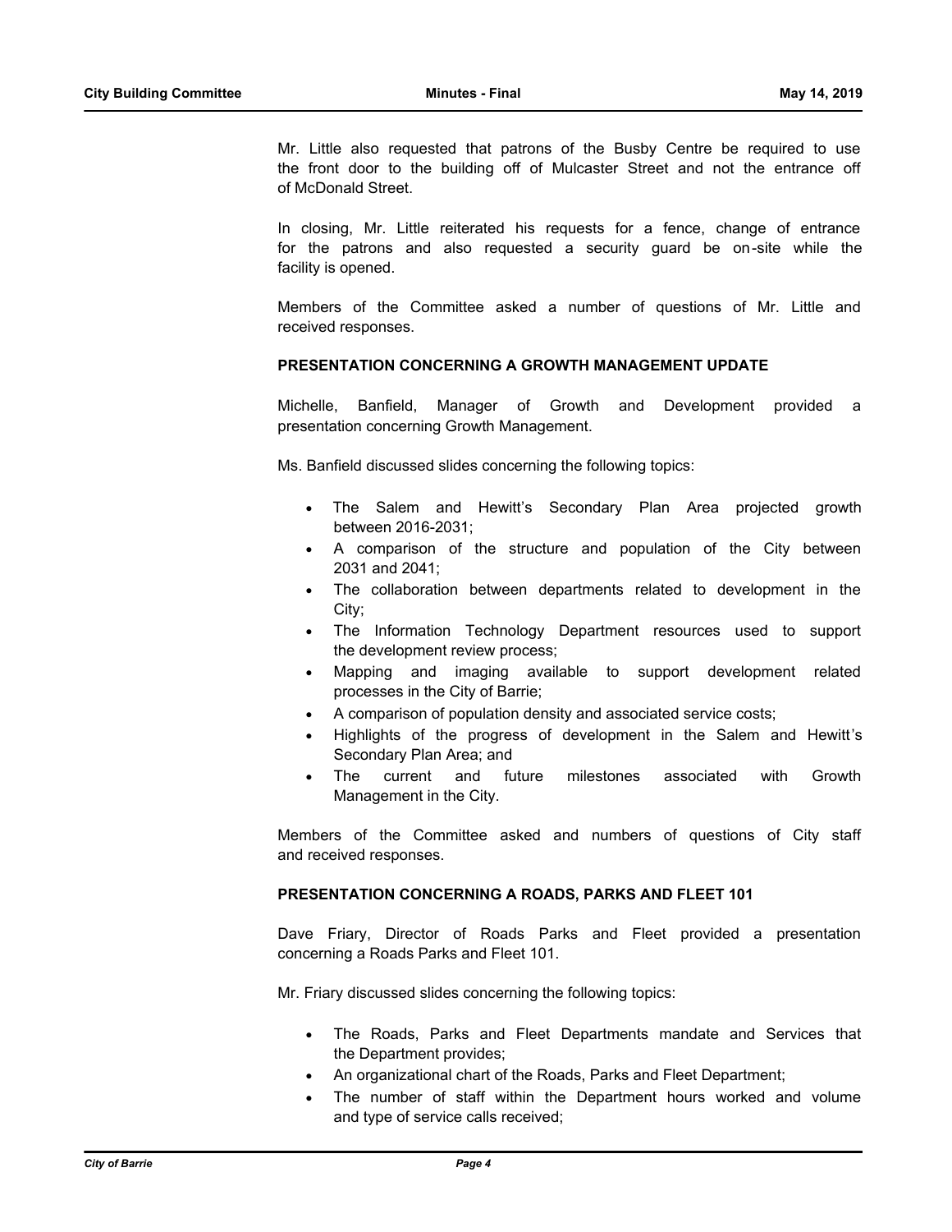Mr. Little also requested that patrons of the Busby Centre be required to use the front door to the building off of Mulcaster Street and not the entrance off of McDonald Street.

In closing, Mr. Little reiterated his requests for a fence, change of entrance for the patrons and also requested a security guard be on-site while the facility is opened.

Members of the Committee asked a number of questions of Mr. Little and received responses.

**PRESENTATION CONCERNING A GROWTH MANAGEMENT UPDATE**

Michelle, Banfield, Manager of Growth and Development provided a presentation concerning Growth Management.

Ms. Banfield discussed slides concerning the following topics:

- The Salem and Hewitt's Secondary Plan Area projected growth between 2016-2031;
- A comparison of the structure and population of the City between 2031 and 2041;
- The collaboration between departments related to development in the City;
- The Information Technology Department resources used to support the development review process;
- Mapping and imaging available to support development related processes in the City of Barrie;
- A comparison of population density and associated service costs;
- Highlights of the progress of development in the Salem and Hewitt's Secondary Plan Area; and
- The current and future milestones associated with Growth Management in the City.

Members of the Committee asked and numbers of questions of City staff and received responses.

**PRESENTATION CONCERNING A ROADS, PARKS AND FLEET 101**

Dave Friary, Director of Roads Parks and Fleet provided a presentation concerning a Roads Parks and Fleet 101.

Mr. Friary discussed slides concerning the following topics:

- The Roads, Parks and Fleet Departments mandate and Services that the Department provides;
- An organizational chart of the Roads, Parks and Fleet Department;
- The number of staff within the Department hours worked and volume and type of service calls received;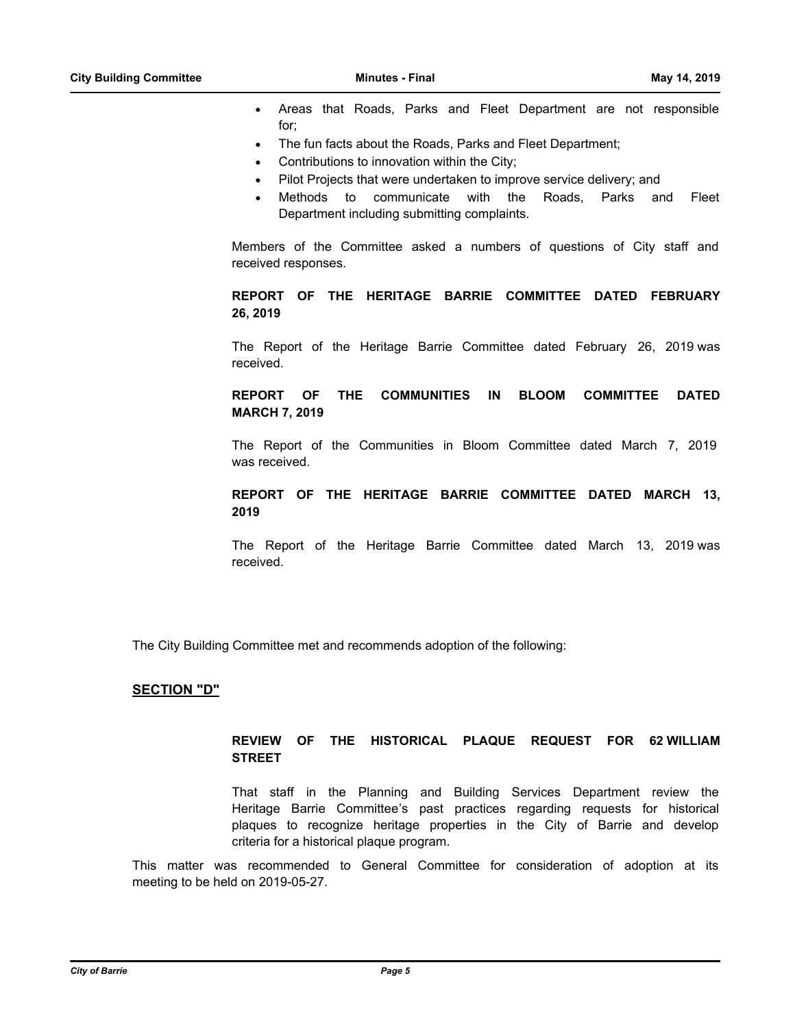- Areas that Roads, Parks and Fleet Department are not responsible for;
- The fun facts about the Roads, Parks and Fleet Department;
- Contributions to innovation within the City;
- Pilot Projects that were undertaken to improve service delivery; and
- Methods to communicate with the Roads, Parks and Fleet Department including submitting complaints.

Members of the Committee asked a numbers of questions of City staff and received responses.

**REPORT OF THE HERITAGE BARRIE COMMITTEE DATED FEBRUARY 26, 2019**

The Report of the Heritage Barrie Committee dated February 26, 2019 was received.

**REPORT OF THE COMMUNITIES IN BLOOM COMMITTEE DATED MARCH 7, 2019**

The Report of the Communities in Bloom Committee dated March 7, 2019 was received.

**REPORT OF THE HERITAGE BARRIE COMMITTEE DATED MARCH 13, 2019**

The Report of the Heritage Barrie Committee dated March 13, 2019 was received.

The City Building Committee met and recommends adoption of the following:

**SECTION "D"**

**REVIEW OF THE HISTORICAL PLAQUE REQUEST FOR 62 WILLIAM STREET**

That staff in the Planning and Building Services Department review the Heritage Barrie Committee's past practices regarding requests for historical plaques to recognize heritage properties in the City of Barrie and develop criteria for a historical plaque program.

This matter was recommended to General Committee for consideration of adoption at its meeting to be held on 2019-05-27.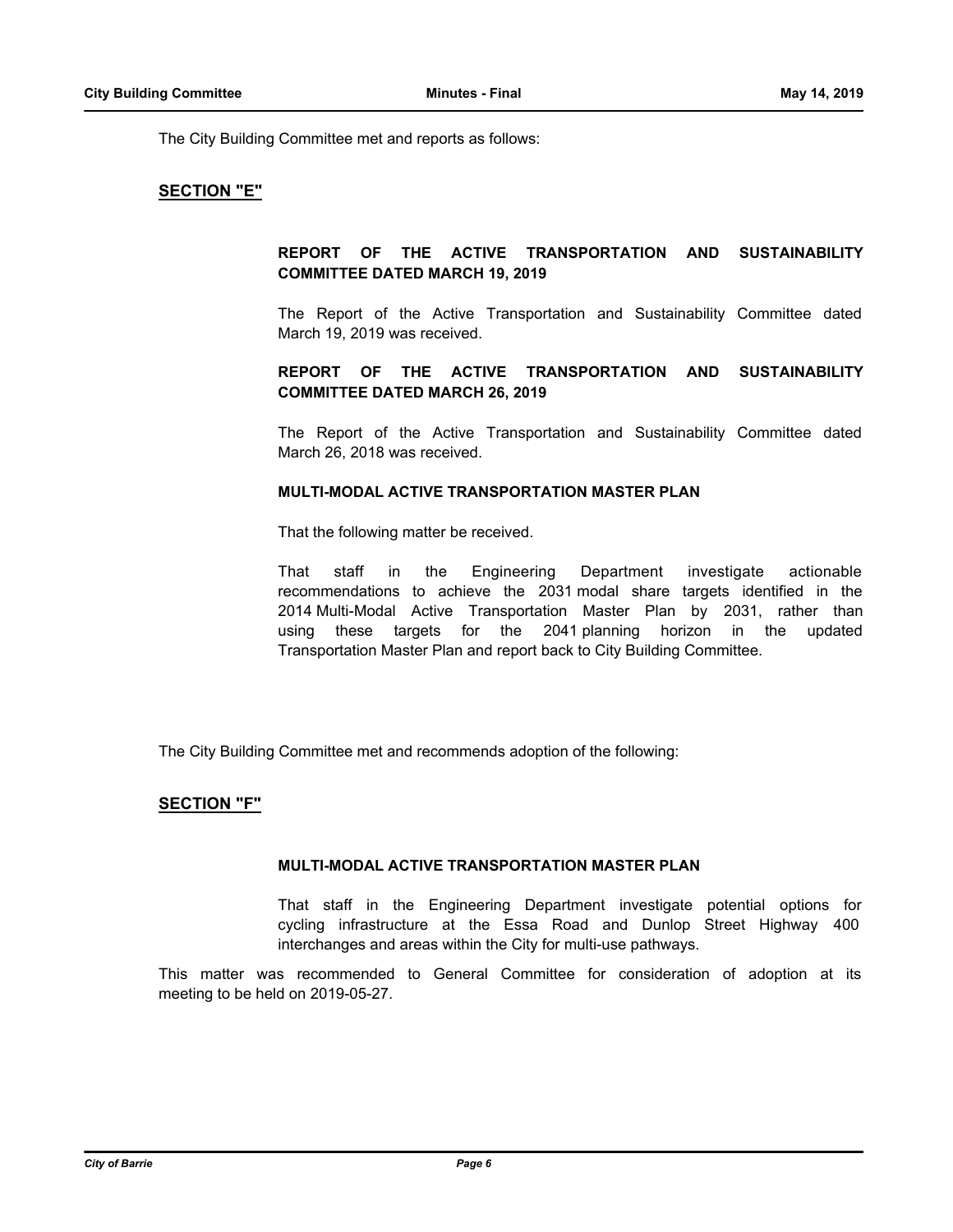The City Building Committee met and reports as follows:

## SECTION "E"

### REPORT OF THE ACTIVE TRANSPORTATION AND SUSTAINABILITY COMMITTEE DATED MARCH 19, 2019

The Report of the Active Transportation and Sustainability Committee dated March 19, 2019 was received.

### REPORT OF THE ACTIVE TRANSPORTATION AND SUSTAINABILITY COMMITTEE DATED MARCH 26, 2019

The Report of the Active Transportation and Sustainability Committee dated March 26, 2018 was received.

#### MULTI-MODAL ACTIVE TRANSPORTATION MASTER PLAN

That the following matter be received.

That staff in the Engineering Department investigate actionable recommendations to achieve the 2031 modal share targets identified in the 2014 Multi-Modal Active Transportation Master Plan by 2031, rather than using these targets for the 2041 planning horizon in the updated Transportation Master Plan and report back to City Building Committee.

The City Building Committee met and recommends adoption of the following:

## SECTION "F"

#### MULTI-MODAL ACTIVE TRANSPORTATION MASTER PLAN

That staff in the Engineering Department investigate potential options for cycling infrastructure at the Essa Road and Dunlop Street Highway 400 interchanges and areas within the City for multi-use pathways.

This matter was recommended to General Committee for consideration of adoption at its meeting to be held on 2019-05-27.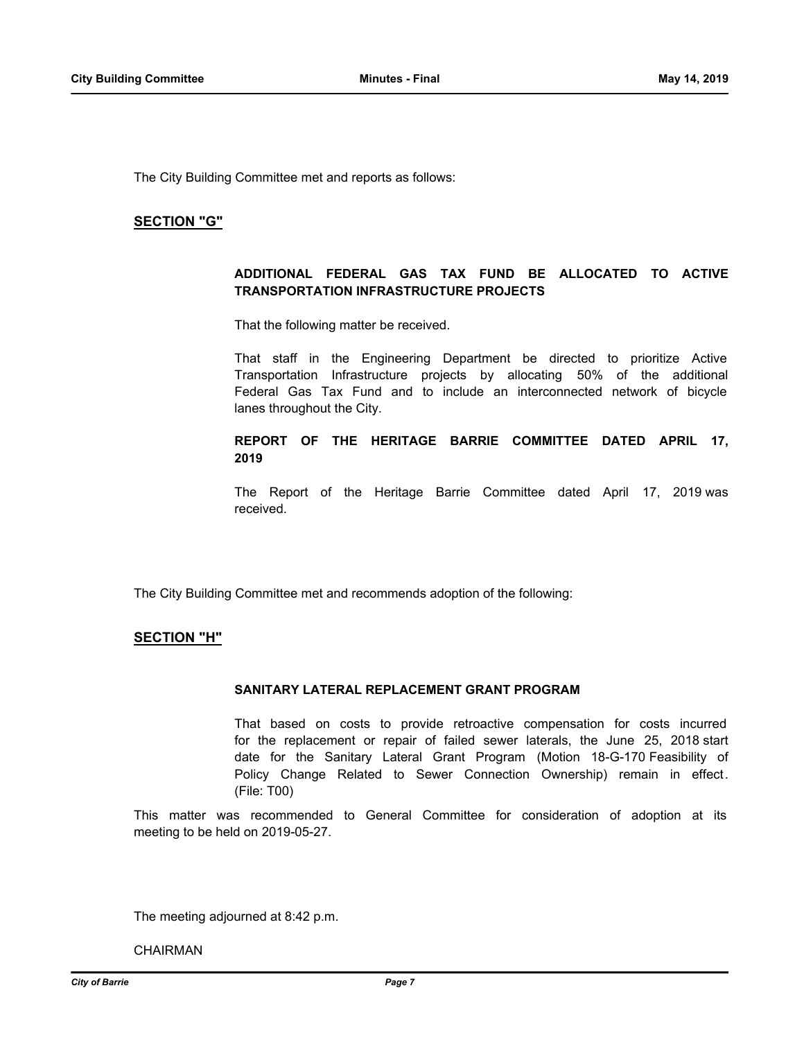The City Building Committee met and reports as follows:

## SECTION "G"

**ADDITIONAL FEDERAL GAS TAX FUND BE ALLOCATED TO ACTIVE TRANSPORTATION INFRASTRUCTURE PROJECTS**

That the following matter be received.

That staff in the Engineering Department be directed to prioritize Active Transportation Infrastructure projects by allocating 50% of the additional Federal Gas Tax Fund and to include an interconnected network of bicycle lanes throughout the City.

**REPORT OF THE HERITAGE BARRIE COMMITTEE DATED APRIL 17, 2019**

The Report of the Heritage Barrie Committee dated April 17, 2019 was received.

The City Building Committee met and recommends adoption of the following:

## SECTION "H"

**SANITARY LATERAL REPLACEMENT GRANT PROGRAM**

That based on costs to provide retroactive compensation for costs incurred for the replacement or repair of failed sewer laterals, the June 25, 2018 start date for the Sanitary Lateral Grant Program (Motion 18-G-170 Feasibility of Policy Change Related to Sewer Connection Ownership) remain in effect. (File: T00)

This matter was recommended to General Committee for consideration of adoption at its meeting to be held on 2019-05-27.

The meeting adjourned at 8:42 p.m.

CHAIRMAN